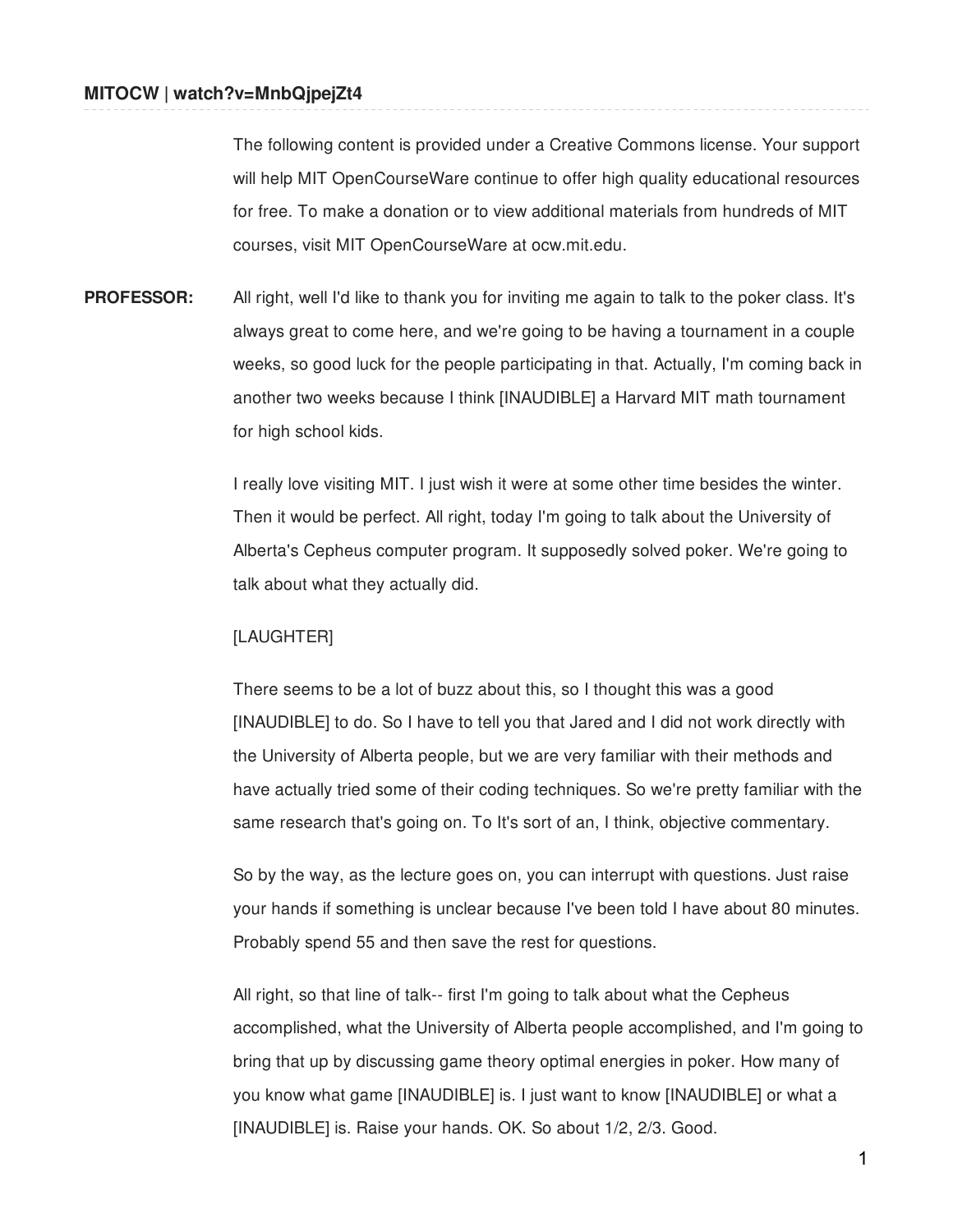The following content is provided under a Creative Commons license. Your support will help MIT OpenCourseWare continue to offer high quality educational resources for free. To make a donation or to view additional materials from hundreds of MIT courses, visit MIT OpenCourseWare at ocw.mit.edu.

**PROFESSOR:** All right, well I'd like to thank you for inviting me again to talk to the poker class. It's always great to come here, and we're going to be having a tournament in a couple weeks, so good luck for the people participating in that. Actually, I'm coming back in another two weeks because I think [INAUDIBLE] a Harvard MIT math tournament for high school kids.

I really love visiting MIT. I just wish it were at some other time besides the winter. Then it would be perfect. All right, today I'm going to talk about the University of Alberta's Cepheus computer program. It supposedly solved poker. We're going to talk about what they actually did.

[LAUGHTER]

There seems to be a lot of buzz about this, so I thought this was a good [INAUDIBLE] to do. So I have to tell you that Jared and I did not work directly with the University of Alberta people, but we are very familiar with their methods and have actually tried some of their coding techniques. So we're pretty familiar with the same research that's going on. To It's sort of an, I think, objective commentary.

So by the way, as the lecture goes on, you can interrupt with questions. Just raise your hands if something is unclear because I've been told I have about 80 minutes. Probably spend 55 and then save the rest for questions.

All right, so that line of talk-- first I'm going to talk about what the Cepheus accomplished, what the University of Alberta people accomplished, and I'm going to bring that up by discussing game theory optimal energies in poker. How many of you know what game [INAUDIBLE] is. I just want to know [INAUDIBLE] or what a [INAUDIBLE] is. Raise your hands. OK. So about 1/2, 2/3. Good.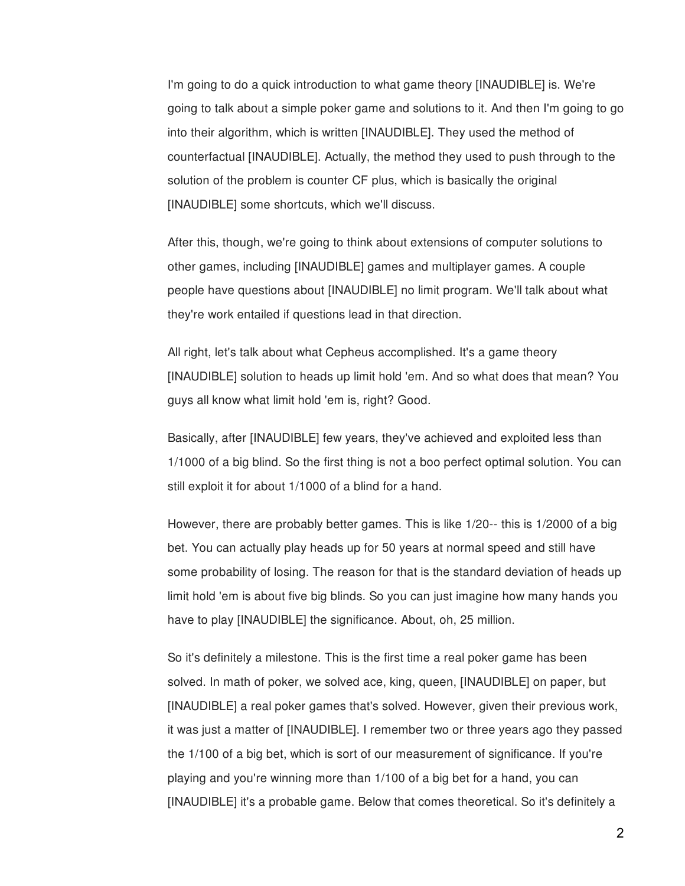I'm going to do a quick introduction to what game theory [INAUDIBLE] is. We're going to talk about a simple poker game and solutions to it. And then I'm going to go into their algorithm, which is written [INAUDIBLE]. They used the method of counterfactual [INAUDIBLE]. Actually, the method they used to push through to the solution of the problem is counter CF plus, which is basically the original [INAUDIBLE] some shortcuts, which we'll discuss.

After this, though, we're going to think about extensions of computer solutions to other games, including [INAUDIBLE] games and multiplayer games. A couple people have questions about [INAUDIBLE] no limit program. We'll talk about what they're work entailed if questions lead in that direction.

All right, let's talk about what Cepheus accomplished. It's a game theory [INAUDIBLE] solution to heads up limit hold 'em. And so what does that mean? You guys all know what limit hold 'em is, right? Good.

Basically, after [INAUDIBLE] few years, they've achieved and exploited less than 1/1000 of a big blind. So the first thing is not a boo perfect optimal solution. You can still exploit it for about 1/1000 of a blind for a hand.

However, there are probably better games. This is like 1/20-- this is 1/2000 of a big bet. You can actually play heads up for 50 years at normal speed and still have some probability of losing. The reason for that is the standard deviation of heads up limit hold 'em is about five big blinds. So you can just imagine how many hands you have to play [INAUDIBLE] the significance. About, oh, 25 million.

So it's definitely a milestone. This is the first time a real poker game has been solved. In math of poker, we solved ace, king, queen, [INAUDIBLE] on paper, but [INAUDIBLE] a real poker games that's solved. However, given their previous work, it was just a matter of [INAUDIBLE]. I remember two or three years ago they passed the 1/100 of a big bet, which is sort of our measurement of significance. If you're playing and you're winning more than 1/100 of a big bet for a hand, you can [INAUDIBLE] it's a probable game. Below that comes theoretical. So it's definitely a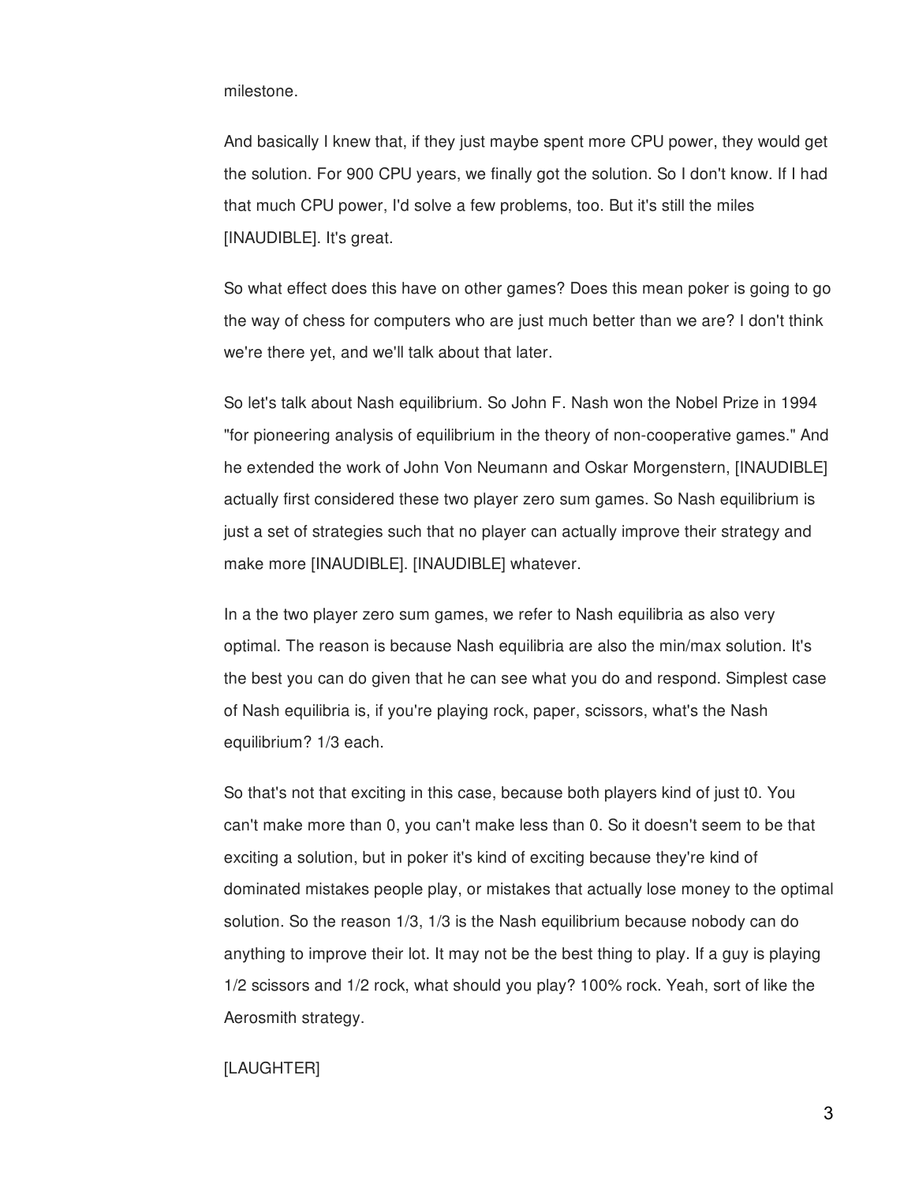milestone.

And basically I knew that, if they just maybe spent more CPU power, they would get the solution. For 900 CPU years, we finally got the solution. So I don't know. If I had that much CPU power, I'd solve a few problems, too. But it's still the miles [INAUDIBLE]. It's great.

So what effect does this have on other games? Does this mean poker is going to go the way of chess for computers who are just much better than we are? I don't think we're there yet, and we'll talk about that later.

So let's talk about Nash equilibrium. So John F. Nash won the Nobel Prize in 1994 "for pioneering analysis of equilibrium in the theory of non-cooperative games." And he extended the work of John Von Neumann and Oskar Morgenstern, [INAUDIBLE] actually first considered these two player zero sum games. So Nash equilibrium is just a set of strategies such that no player can actually improve their strategy and make more [INAUDIBLE]. [INAUDIBLE] whatever.

In a the two player zero sum games, we refer to Nash equilibria as also very optimal. The reason is because Nash equilibria are also the min/max solution. It's the best you can do given that he can see what you do and respond. Simplest case of Nash equilibria is, if you're playing rock, paper, scissors, what's the Nash equilibrium? 1/3 each.

So that's not that exciting in this case, because both players kind of just t0. You can't make more than 0, you can't make less than 0. So it doesn't seem to be that exciting a solution, but in poker it's kind of exciting because they're kind of dominated mistakes people play, or mistakes that actually lose money to the optimal solution. So the reason 1/3, 1/3 is the Nash equilibrium because nobody can do anything to improve their lot. It may not be the best thing to play. If a guy is playing 1/2 scissors and 1/2 rock, what should you play? 100% rock. Yeah, sort of like the Aerosmith strategy.

[LAUGHTER]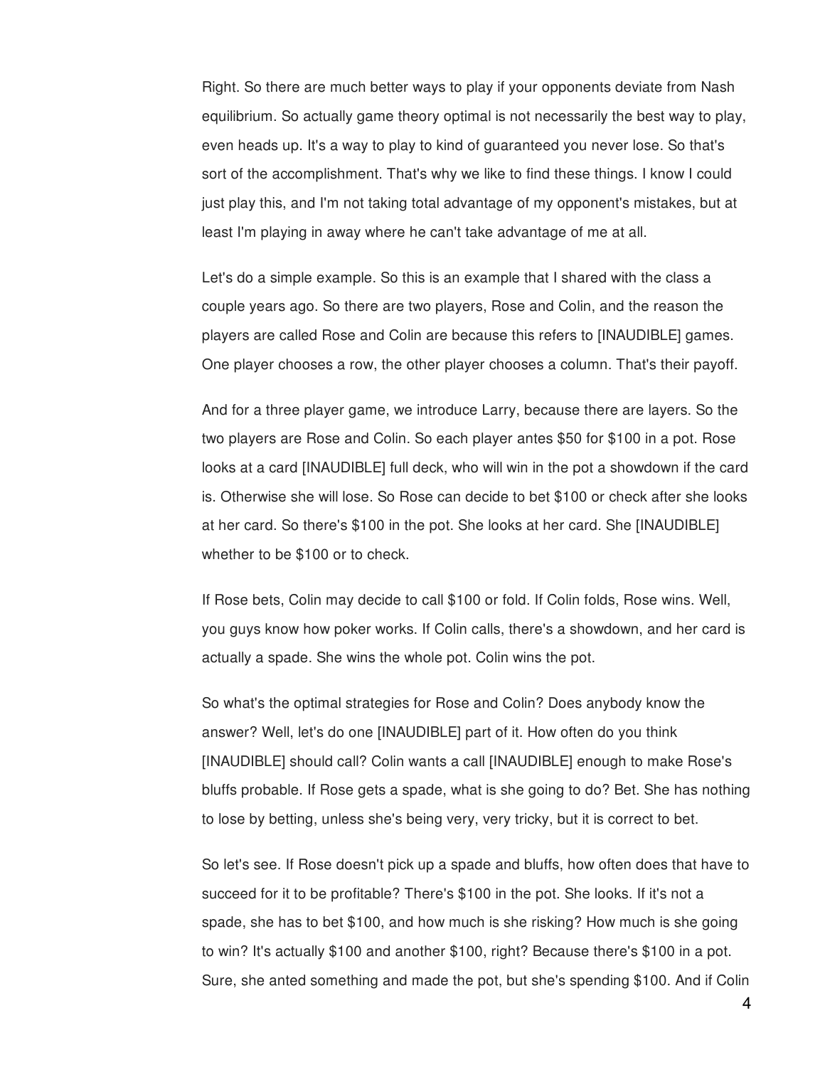Right. So there are much better ways to play if your opponents deviate from Nash equilibrium. So actually game theory optimal is not necessarily the best way to play, even heads up. It's a way to play to kind of guaranteed you never lose. So that's sort of the accomplishment. That's why we like to find these things. I know I could just play this, and I'm not taking total advantage of my opponent's mistakes, but at least I'm playing in away where he can't take advantage of me at all.

Let's do a simple example. So this is an example that I shared with the class a couple years ago. So there are two players, Rose and Colin, and the reason the players are called Rose and Colin are because this refers to [INAUDIBLE] games. One player chooses a row, the other player chooses a column. That's their payoff.

And for a three player game, we introduce Larry, because there are layers. So the two players are Rose and Colin. So each player antes $50 for $100 in a pot. Rose looks at a card [INAUDIBLE] full deck, who will win in the pot a showdown if the card is. Otherwise she will lose. So Rose can decide to bet $100 or check after she looks at her card. So there's $100 in the pot. She looks at her card. She [INAUDIBLE] whether to be $100 or to check.

If Rose bets, Colin may decide to call $100 or fold. If Colin folds, Rose wins. Well, you guys know how poker works. If Colin calls, there's a showdown, and her card is actually a spade. She wins the whole pot. Colin wins the pot.

So what's the optimal strategies for Rose and Colin? Does anybody know the answer? Well, let's do one [INAUDIBLE] part of it. How often do you think [INAUDIBLE] should call? Colin wants a call [INAUDIBLE] enough to make Rose's bluffs probable. If Rose gets a spade, what is she going to do? Bet. She has nothing to lose by betting, unless she's being very, very tricky, but it is correct to bet.

So let's see. If Rose doesn't pick up a spade and bluffs, how often does that have to succeed for it to be profitable? There's $100 in the pot. She looks. If it's not a spade, she has to bet $100, and how much is she risking? How much is she going to win? It's actually $100 and another $100, right? Because there's $100 in a pot. Sure, she anted something and made the pot, but she's spending $100. And if Colin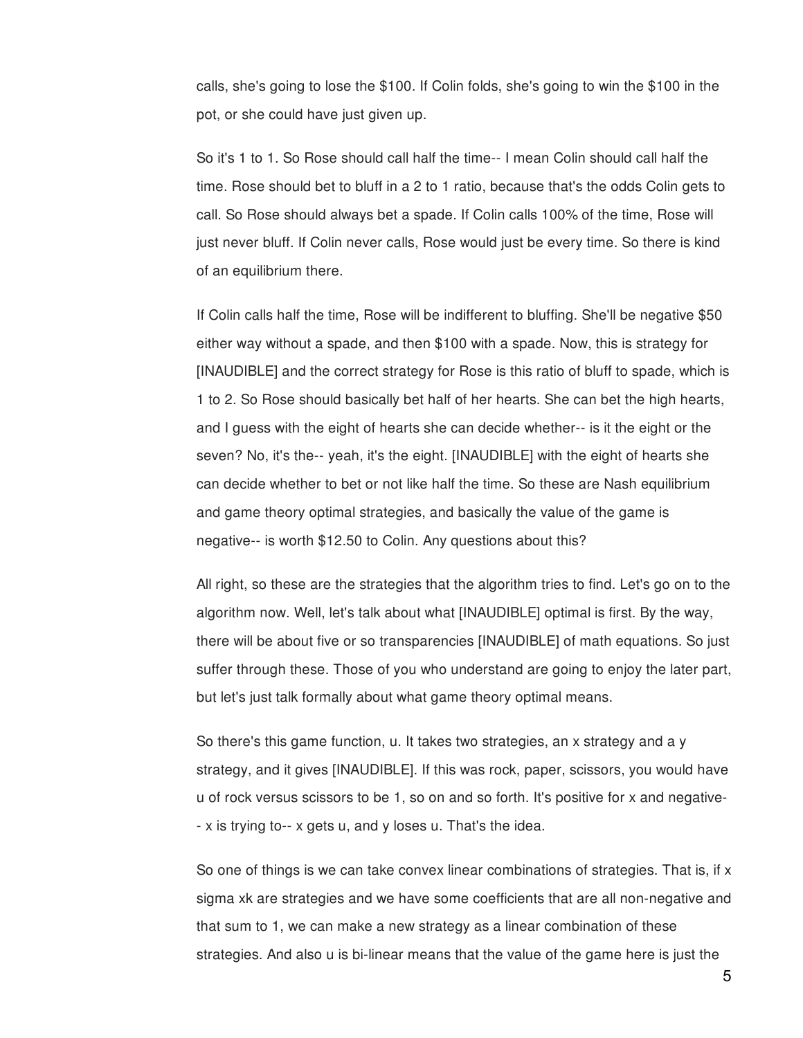calls, she's going to lose the $100. If Colin folds, she's going to win the $100 in the pot, or she could have just given up.

So it's 1 to 1. So Rose should call half the time-- I mean Colin should call half the time. Rose should bet to bluff in a 2 to 1 ratio, because that's the odds Colin gets to call. So Rose should always bet a spade. If Colin calls 100% of the time, Rose will just never bluff. If Colin never calls, Rose would just be every time. So there is kind of an equilibrium there.

If Colin calls half the time, Rose will be indifferent to bluffing. She'll be negative $50 either way without a spade, and then $100 with a spade. Now, this is strategy for [INAUDIBLE] and the correct strategy for Rose is this ratio of bluff to spade, which is 1 to 2. So Rose should basically bet half of her hearts. She can bet the high hearts, and I guess with the eight of hearts she can decide whether-- is it the eight or the seven? No, it's the-- yeah, it's the eight. [INAUDIBLE] with the eight of hearts she can decide whether to bet or not like half the time. So these are Nash equilibrium and game theory optimal strategies, and basically the value of the game is negative-- is worth $12.50 to Colin. Any questions about this?

All right, so these are the strategies that the algorithm tries to find. Let's go on to the algorithm now. Well, let's talk about what [INAUDIBLE] optimal is first. By the way, there will be about five or so transparencies [INAUDIBLE] of math equations. So just suffer through these. Those of you who understand are going to enjoy the later part, but let's just talk formally about what game theory optimal means.

So there's this game function, u. It takes two strategies, an x strategy and a y strategy, and it gives [INAUDIBLE]. If this was rock, paper, scissors, you would have u of rock versus scissors to be 1, so on and so forth. It's positive for x and negative-- x is trying to-- x gets u, and y loses u. That's the idea.

So one of things is we can take convex linear combinations of strategies. That is, if x sigma xk are strategies and we have some coefficients that are all non-negative and that sum to 1, we can make a new strategy as a linear combination of these strategies. And also u is bi-linear means that the value of the game here is just the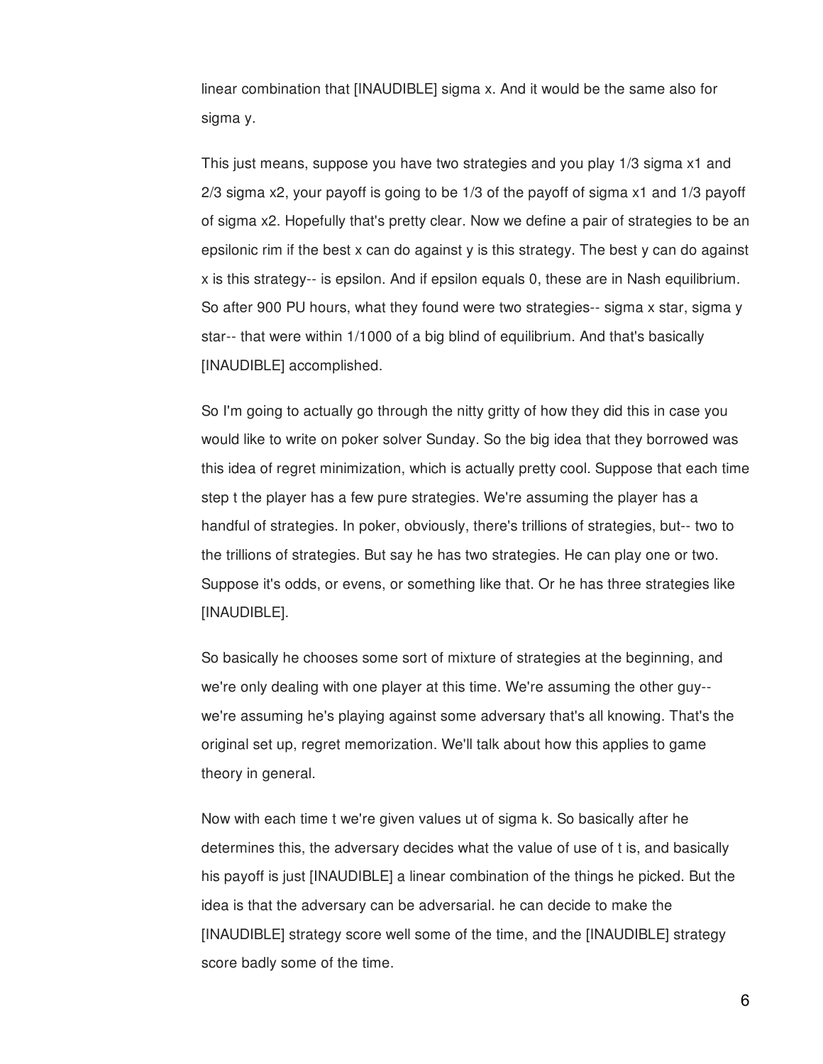linear combination that [INAUDIBLE] sigma x. And it would be the same also for sigma y.

This just means, suppose you have two strategies and you play 1/3 sigma x1 and 2/3 sigma x2, your payoff is going to be 1/3 of the payoff of sigma x1 and 1/3 payoff of sigma x2. Hopefully that's pretty clear. Now we define a pair of strategies to be an epsilonic rim if the best x can do against y is this strategy. The best y can do against x is this strategy-- is epsilon. And if epsilon equals 0, these are in Nash equilibrium. So after 900 PU hours, what they found were two strategies-- sigma x star, sigma y star-- that were within 1/1000 of a big blind of equilibrium. And that's basically [INAUDIBLE] accomplished.

So I'm going to actually go through the nitty gritty of how they did this in case you would like to write on poker solver Sunday. So the big idea that they borrowed was this idea of regret minimization, which is actually pretty cool. Suppose that each time step t the player has a few pure strategies. We're assuming the player has a handful of strategies. In poker, obviously, there's trillions of strategies, but-- two to the trillions of strategies. But say he has two strategies. He can play one or two. Suppose it's odds, or evens, or something like that. Or he has three strategies like [INAUDIBLE].

So basically he chooses some sort of mixture of strategies at the beginning, and we're only dealing with one player at this time. We're assuming the other guy-- we're assuming he's playing against some adversary that's all knowing. That's the original set up, regret memorization. We'll talk about how this applies to game theory in general.

Now with each time t we're given values ut of sigma k. So basically after he determines this, the adversary decides what the value of use of t is, and basically his payoff is just [INAUDIBLE] a linear combination of the things he picked. But the idea is that the adversary can be adversarial. he can decide to make the [INAUDIBLE] strategy score well some of the time, and the [INAUDIBLE] strategy score badly some of the time.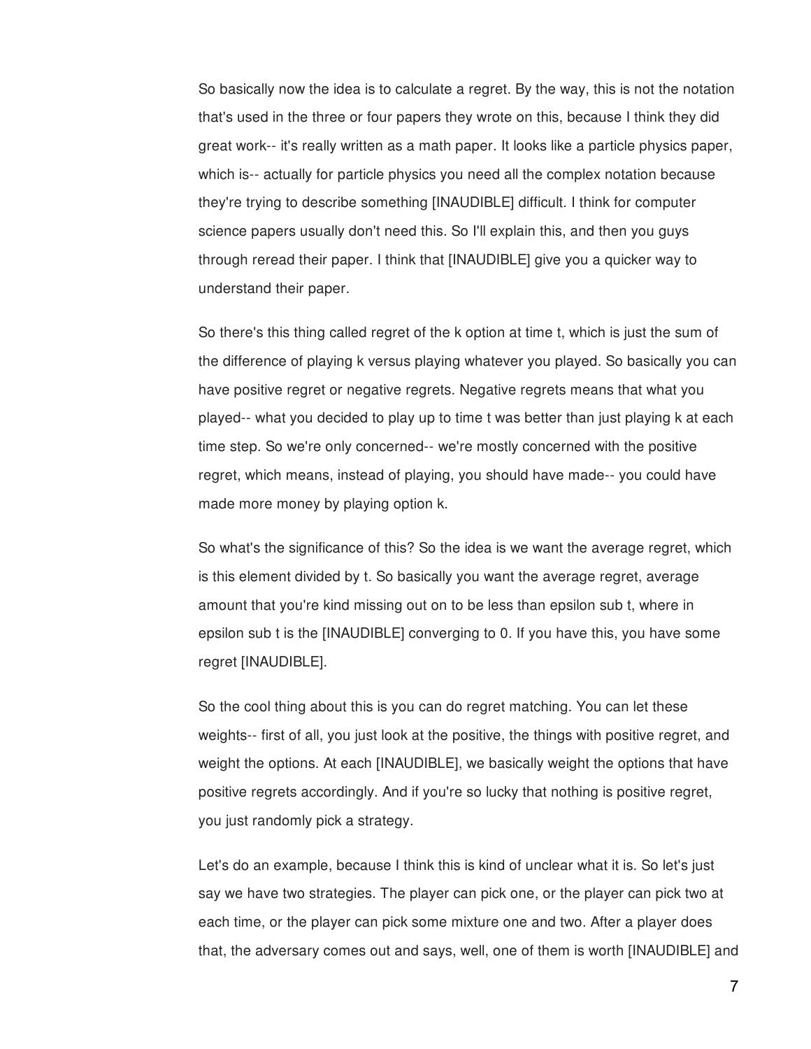So basically now the idea is to calculate a regret. By the way, this is not the notation that's used in the three or four papers they wrote on this, because I think they did great work-- it's really written as a math paper. It looks like a particle physics paper, which is-- actually for particle physics you need all the complex notation because they're trying to describe something [INAUDIBLE] difficult. I think for computer science papers usually don't need this. So I'll explain this, and then you guys through reread their paper. I think that [INAUDIBLE] give you a quicker way to understand their paper.

So there's this thing called regret of the k option at time t, which is just the sum of the difference of playing k versus playing whatever you played. So basically you can have positive regret or negative regrets. Negative regrets means that what you played-- what you decided to play up to time t was better than just playing k at each time step. So we're only concerned-- we're mostly concerned with the positive regret, which means, instead of playing, you should have made-- you could have made more money by playing option k.

So what's the significance of this? So the idea is we want the average regret, which is this element divided by t. So basically you want the average regret, average amount that you're kind missing out on to be less than epsilon sub t, where in epsilon sub t is the [INAUDIBLE] converging to 0. If you have this, you have some regret [INAUDIBLE].

So the cool thing about this is you can do regret matching. You can let these weights-- first of all, you just look at the positive, the things with positive regret, and weight the options. At each [INAUDIBLE], we basically weight the options that have positive regrets accordingly. And if you're so lucky that nothing is positive regret, you just randomly pick a strategy.

Let's do an example, because I think this is kind of unclear what it is. So let's just say we have two strategies. The player can pick one, or the player can pick two at each time, or the player can pick some mixture one and two. After a player does that, the adversary comes out and says, well, one of them is worth [INAUDIBLE] and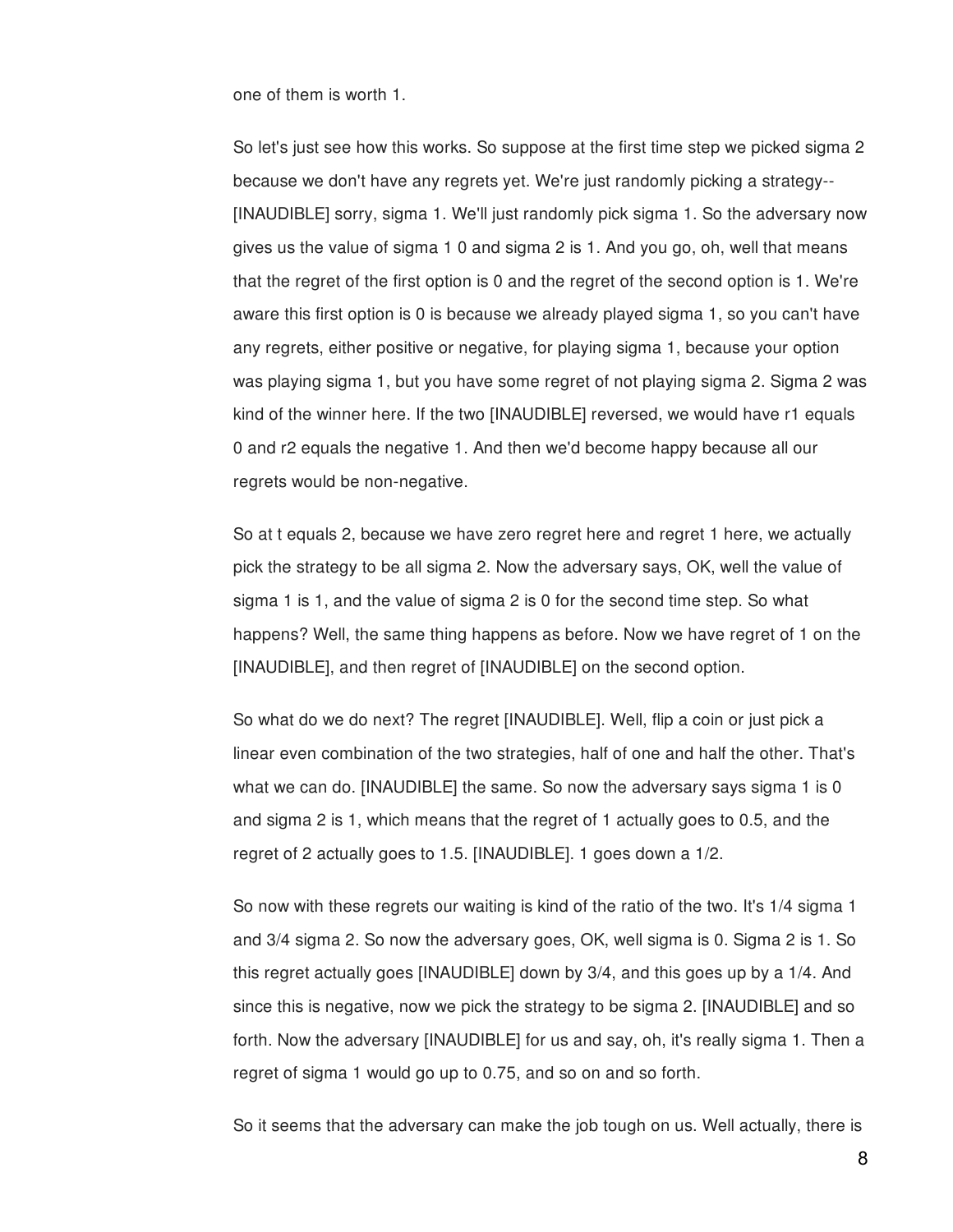one of them is worth 1.

So let's just see how this works. So suppose at the first time step we picked sigma 2 because we don't have any regrets yet. We're just randomly picking a strategy-- [INAUDIBLE] sorry, sigma 1. We'll just randomly pick sigma 1. So the adversary now gives us the value of sigma 1 0 and sigma 2 is 1. And you go, oh, well that means that the regret of the first option is 0 and the regret of the second option is 1. We're aware this first option is 0 is because we already played sigma 1, so you can't have any regrets, either positive or negative, for playing sigma 1, because your option was playing sigma 1, but you have some regret of not playing sigma 2. Sigma 2 was kind of the winner here. If the two [INAUDIBLE] reversed, we would have r1 equals 0 and r2 equals the negative 1. And then we'd become happy because all our regrets would be non-negative.

So at t equals 2, because we have zero regret here and regret 1 here, we actually pick the strategy to be all sigma 2. Now the adversary says, OK, well the value of sigma 1 is 1, and the value of sigma 2 is 0 for the second time step. So what happens? Well, the same thing happens as before. Now we have regret of 1 on the [INAUDIBLE], and then regret of [INAUDIBLE] on the second option.

So what do we do next? The regret [INAUDIBLE]. Well, flip a coin or just pick a linear even combination of the two strategies, half of one and half the other. That's what we can do. [INAUDIBLE] the same. So now the adversary says sigma 1 is 0 and sigma 2 is 1, which means that the regret of 1 actually goes to 0.5, and the regret of 2 actually goes to 1.5. [INAUDIBLE]. 1 goes down a 1/2.

So now with these regrets our waiting is kind of the ratio of the two. It's 1/4 sigma 1 and 3/4 sigma 2. So now the adversary goes, OK, well sigma is 0. Sigma 2 is 1. So this regret actually goes [INAUDIBLE] down by 3/4, and this goes up by a 1/4. And since this is negative, now we pick the strategy to be sigma 2. [INAUDIBLE] and so forth. Now the adversary [INAUDIBLE] for us and say, oh, it's really sigma 1. Then a regret of sigma 1 would go up to 0.75, and so on and so forth.

So it seems that the adversary can make the job tough on us. Well actually, there is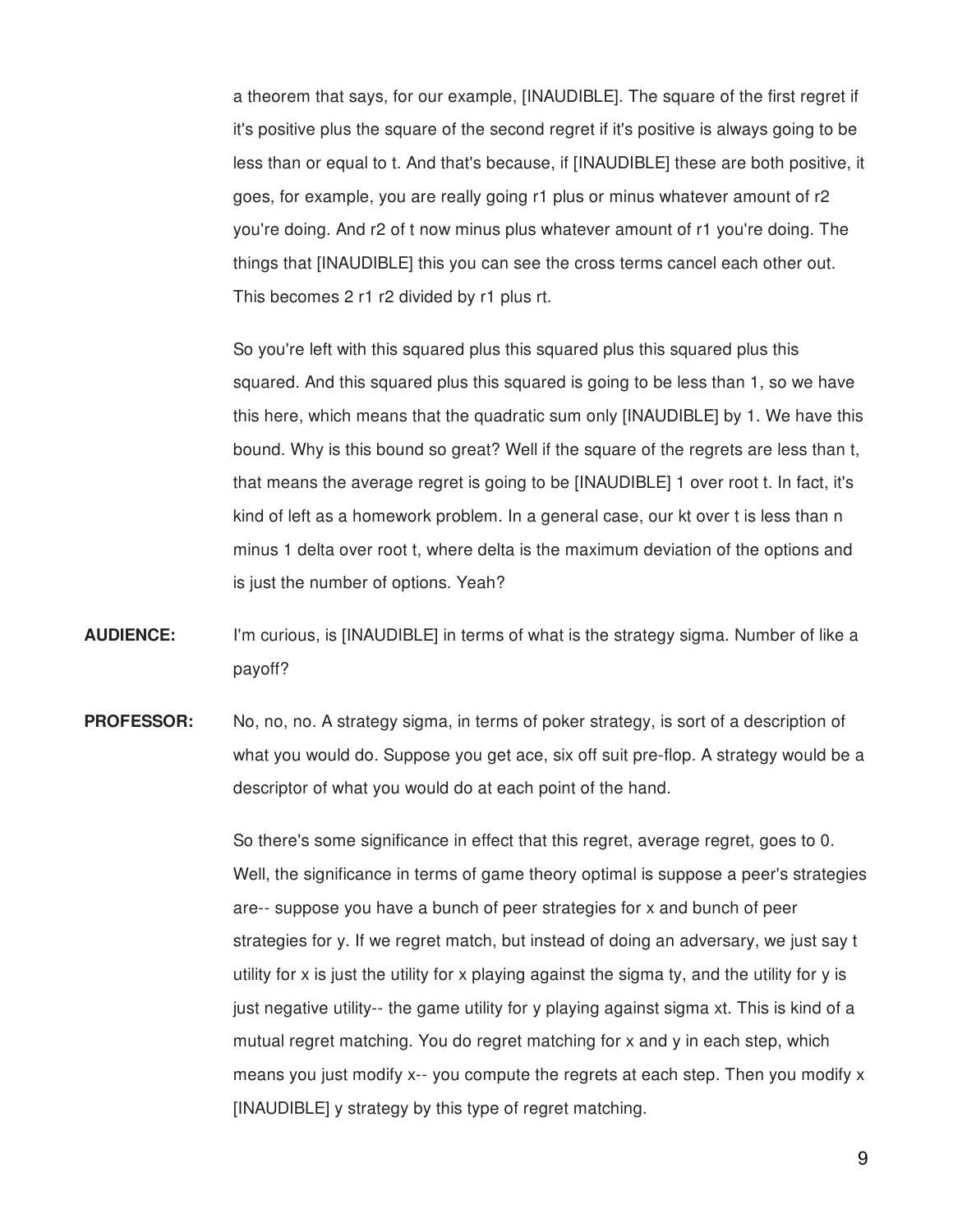a theorem that says, for our example, [INAUDIBLE]. The square of the first regret if it's positive plus the square of the second regret if it's positive is always going to be less than or equal to t. And that's because, if [INAUDIBLE] these are both positive, it goes, for example, you are really going r1 plus or minus whatever amount of r2 you're doing. And r2 of t now minus plus whatever amount of r1 you're doing. The things that [INAUDIBLE] this you can see the cross terms cancel each other out. This becomes 2 r1 r2 divided by r1 plus rt.

So you're left with this squared plus this squared plus this squared plus this squared. And this squared plus this squared is going to be less than 1, so we have this here, which means that the quadratic sum only [INAUDIBLE] by 1. We have this bound. Why is this bound so great? Well if the square of the regrets are less than t, that means the average regret is going to be [INAUDIBLE] 1 over root t. In fact, it's kind of left as a homework problem. In a general case, our kt over t is less than n minus 1 delta over root t, where delta is the maximum deviation of the options and is just the number of options. Yeah?

**AUDIENCE:** I'm curious, is [INAUDIBLE] in terms of what is the strategy sigma. Number of like a payoff?

**PROFESSOR:** No, no, no. A strategy sigma, in terms of poker strategy, is sort of a description of what you would do. Suppose you get ace, six off suit pre-flop. A strategy would be a descriptor of what you would do at each point of the hand.

So there's some significance in effect that this regret, average regret, goes to 0. Well, the significance in terms of game theory optimal is suppose a peer's strategies are-- suppose you have a bunch of peer strategies for x and bunch of peer strategies for y. If we regret match, but instead of doing an adversary, we just say t utility for x is just the utility for x playing against the sigma ty, and the utility for y is just negative utility-- the game utility for y playing against sigma xt. This is kind of a mutual regret matching. You do regret matching for x and y in each step, which means you just modify x-- you compute the regrets at each step. Then you modify x [INAUDIBLE] y strategy by this type of regret matching.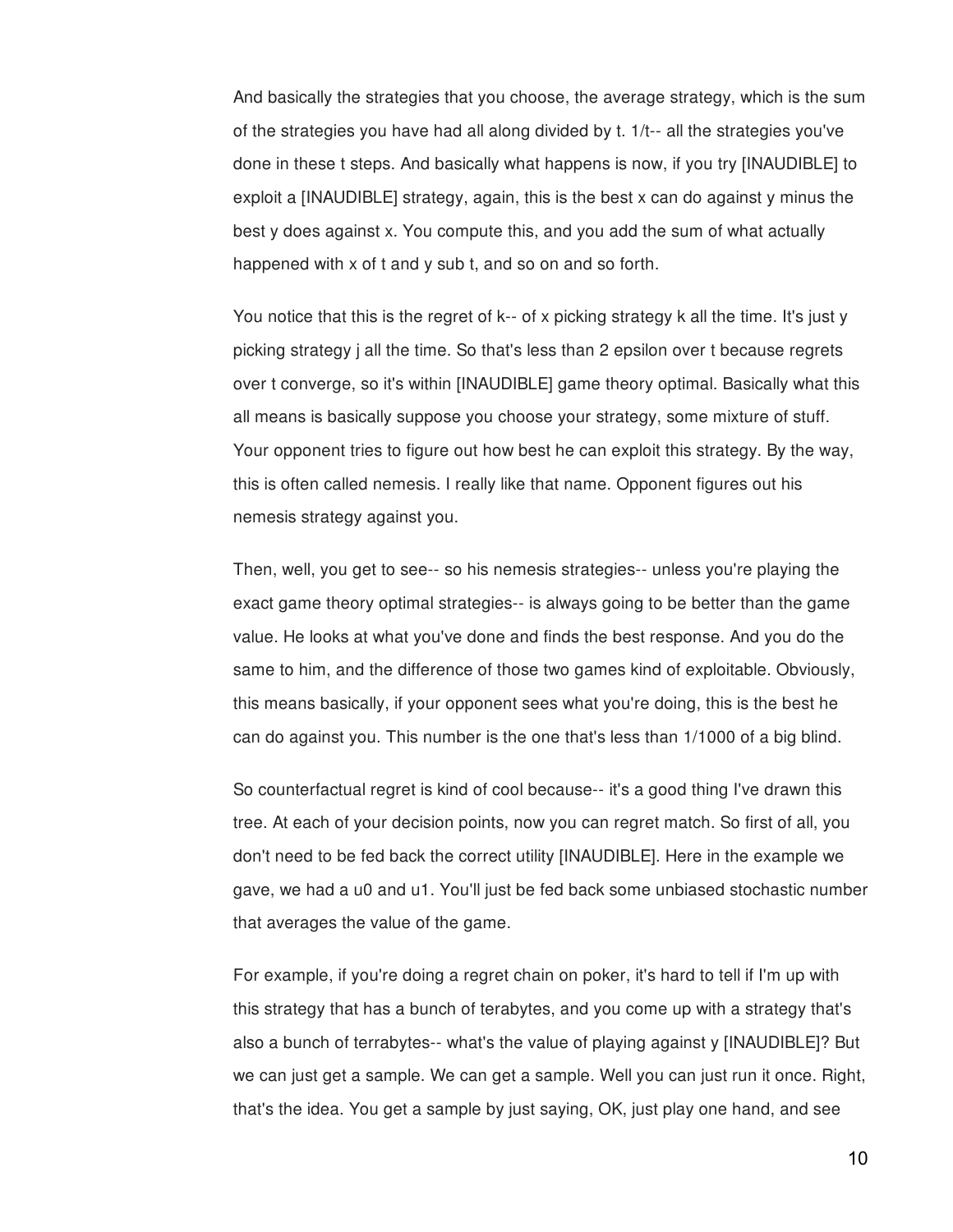And basically the strategies that you choose, the average strategy, which is the sum of the strategies you have had all along divided by t. 1/t-- all the strategies you've done in these t steps. And basically what happens is now, if you try [INAUDIBLE] to exploit a [INAUDIBLE] strategy, again, this is the best x can do against y minus the best y does against x. You compute this, and you add the sum of what actually happened with x of t and y sub t, and so on and so forth.

You notice that this is the regret of k-- of x picking strategy k all the time. It's just y picking strategy j all the time. So that's less than 2 epsilon over t because regrets over t converge, so it's within [INAUDIBLE] game theory optimal. Basically what this all means is basically suppose you choose your strategy, some mixture of stuff. Your opponent tries to figure out how best he can exploit this strategy. By the way, this is often called nemesis. I really like that name. Opponent figures out his nemesis strategy against you.

Then, well, you get to see-- so his nemesis strategies-- unless you're playing the exact game theory optimal strategies-- is always going to be better than the game value. He looks at what you've done and finds the best response. And you do the same to him, and the difference of those two games kind of exploitable. Obviously, this means basically, if your opponent sees what you're doing, this is the best he can do against you. This number is the one that's less than 1/1000 of a big blind.

So counterfactual regret is kind of cool because-- it's a good thing I've drawn this tree. At each of your decision points, now you can regret match. So first of all, you don't need to be fed back the correct utility [INAUDIBLE]. Here in the example we gave, we had a u0 and u1. You'll just be fed back some unbiased stochastic number that averages the value of the game.

For example, if you're doing a regret chain on poker, it's hard to tell if I'm up with this strategy that has a bunch of terabytes, and you come up with a strategy that's also a bunch of terrabytes-- what's the value of playing against y [INAUDIBLE]? But we can just get a sample. We can get a sample. Well you can just run it once. Right, that's the idea. You get a sample by just saying, OK, just play one hand, and see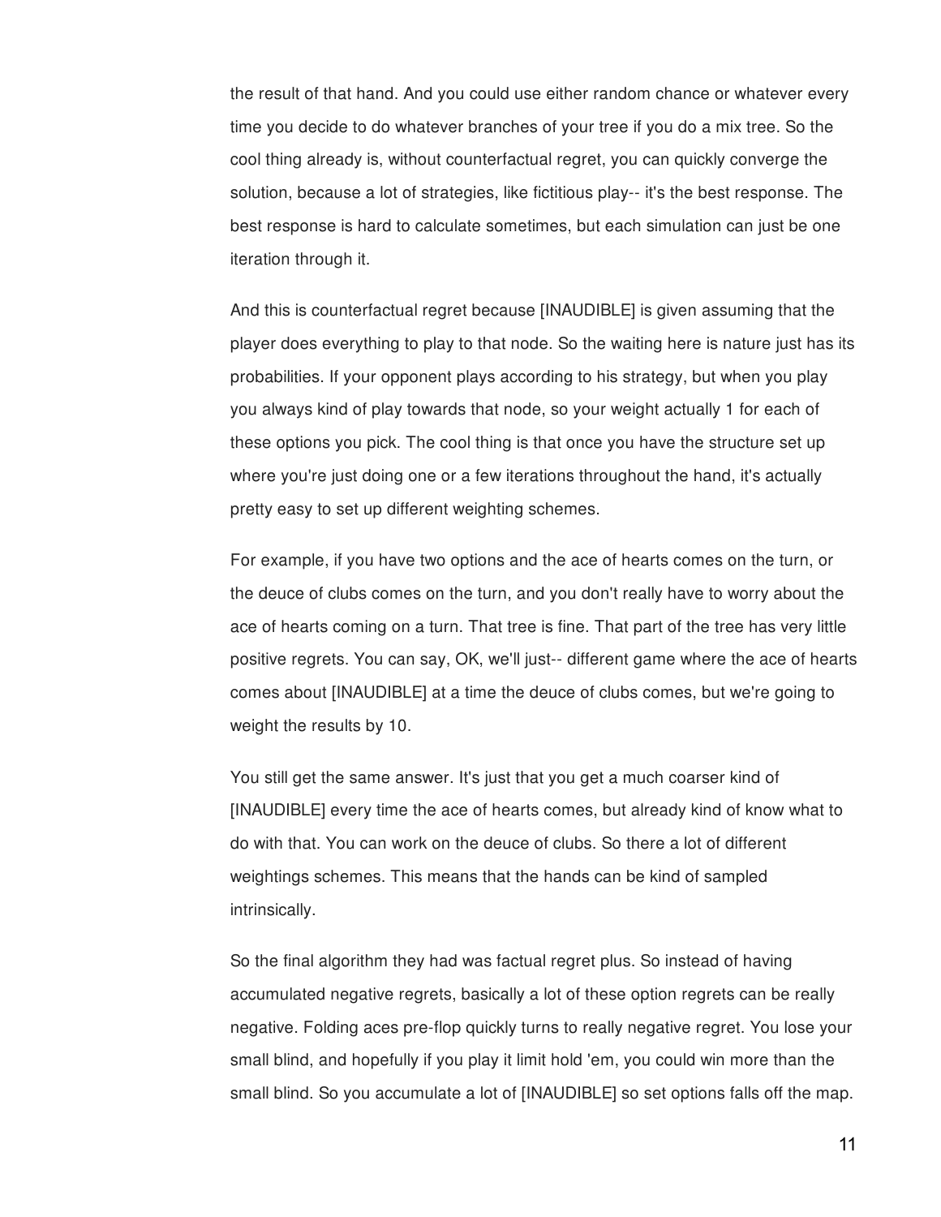the result of that hand. And you could use either random chance or whatever every time you decide to do whatever branches of your tree if you do a mix tree. So the cool thing already is, without counterfactual regret, you can quickly converge the solution, because a lot of strategies, like fictitious play-- it's the best response. The best response is hard to calculate sometimes, but each simulation can just be one iteration through it.

And this is counterfactual regret because [INAUDIBLE] is given assuming that the player does everything to play to that node. So the waiting here is nature just has its probabilities. If your opponent plays according to his strategy, but when you play you always kind of play towards that node, so your weight actually 1 for each of these options you pick. The cool thing is that once you have the structure set up where you're just doing one or a few iterations throughout the hand, it's actually pretty easy to set up different weighting schemes.

For example, if you have two options and the ace of hearts comes on the turn, or the deuce of clubs comes on the turn, and you don't really have to worry about the ace of hearts coming on a turn. That tree is fine. That part of the tree has very little positive regrets. You can say, OK, we'll just-- different game where the ace of hearts comes about [INAUDIBLE] at a time the deuce of clubs comes, but we're going to weight the results by 10.

You still get the same answer. It's just that you get a much coarser kind of [INAUDIBLE] every time the ace of hearts comes, but already kind of know what to do with that. You can work on the deuce of clubs. So there a lot of different weightings schemes. This means that the hands can be kind of sampled intrinsically.

So the final algorithm they had was factual regret plus. So instead of having accumulated negative regrets, basically a lot of these option regrets can be really negative. Folding aces pre-flop quickly turns to really negative regret. You lose your small blind, and hopefully if you play it limit hold 'em, you could win more than the small blind. So you accumulate a lot of [INAUDIBLE] so set options falls off the map.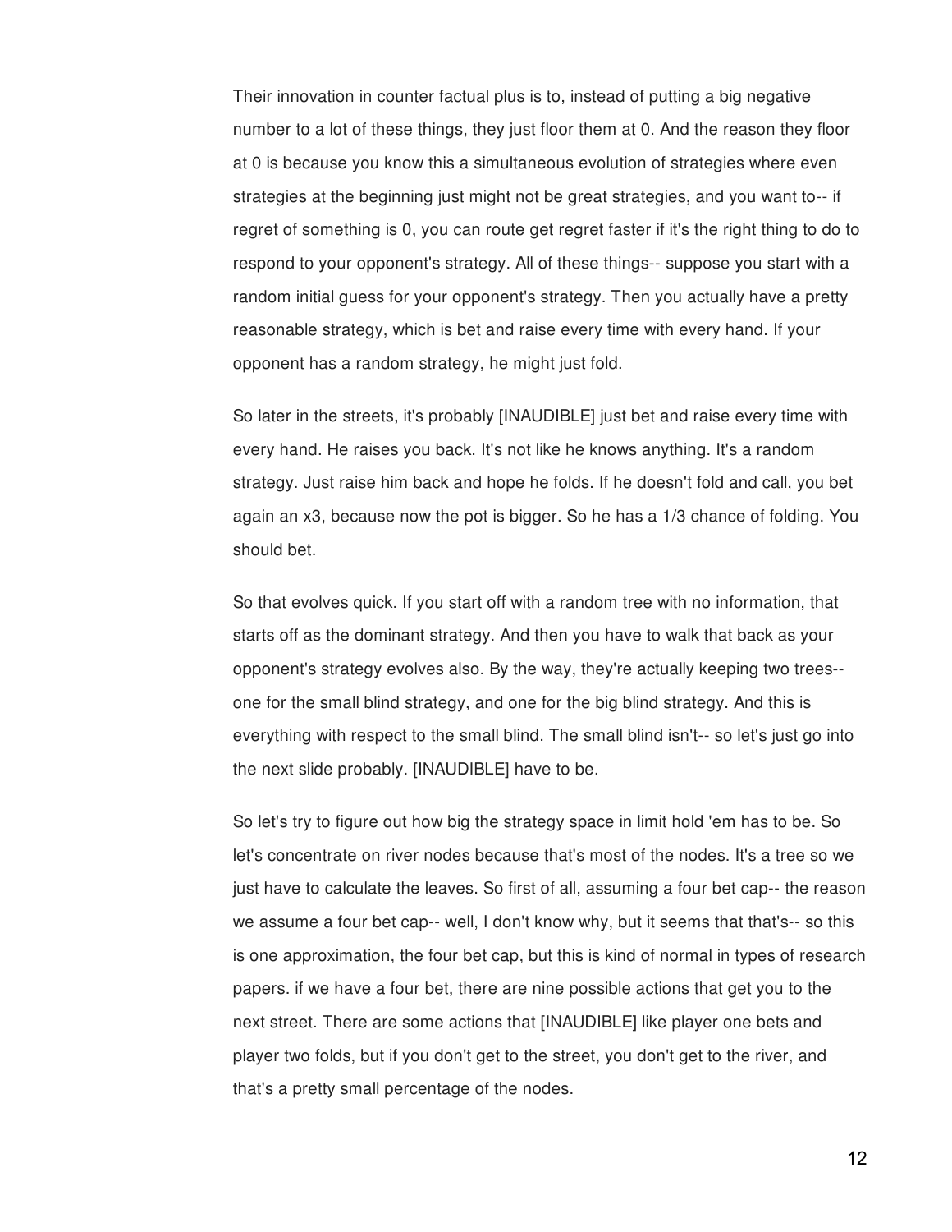Their innovation in counter factual plus is to, instead of putting a big negative number to a lot of these things, they just floor them at 0. And the reason they floor at 0 is because you know this a simultaneous evolution of strategies where even strategies at the beginning just might not be great strategies, and you want to-- if regret of something is 0, you can route get regret faster if it's the right thing to do to respond to your opponent's strategy. All of these things-- suppose you start with a random initial guess for your opponent's strategy. Then you actually have a pretty reasonable strategy, which is bet and raise every time with every hand. If your opponent has a random strategy, he might just fold.

So later in the streets, it's probably [INAUDIBLE] just bet and raise every time with every hand. He raises you back. It's not like he knows anything. It's a random strategy. Just raise him back and hope he folds. If he doesn't fold and call, you bet again an x3, because now the pot is bigger. So he has a 1/3 chance of folding. You should bet.

So that evolves quick. If you start off with a random tree with no information, that starts off as the dominant strategy. And then you have to walk that back as your opponent's strategy evolves also. By the way, they're actually keeping two trees-- one for the small blind strategy, and one for the big blind strategy. And this is everything with respect to the small blind. The small blind isn't-- so let's just go into the next slide probably. [INAUDIBLE] have to be.

So let's try to figure out how big the strategy space in limit hold 'em has to be. So let's concentrate on river nodes because that's most of the nodes. It's a tree so we just have to calculate the leaves. So first of all, assuming a four bet cap-- the reason we assume a four bet cap-- well, I don't know why, but it seems that that's-- so this is one approximation, the four bet cap, but this is kind of normal in types of research papers. if we have a four bet, there are nine possible actions that get you to the next street. There are some actions that [INAUDIBLE] like player one bets and player two folds, but if you don't get to the street, you don't get to the river, and that's a pretty small percentage of the nodes.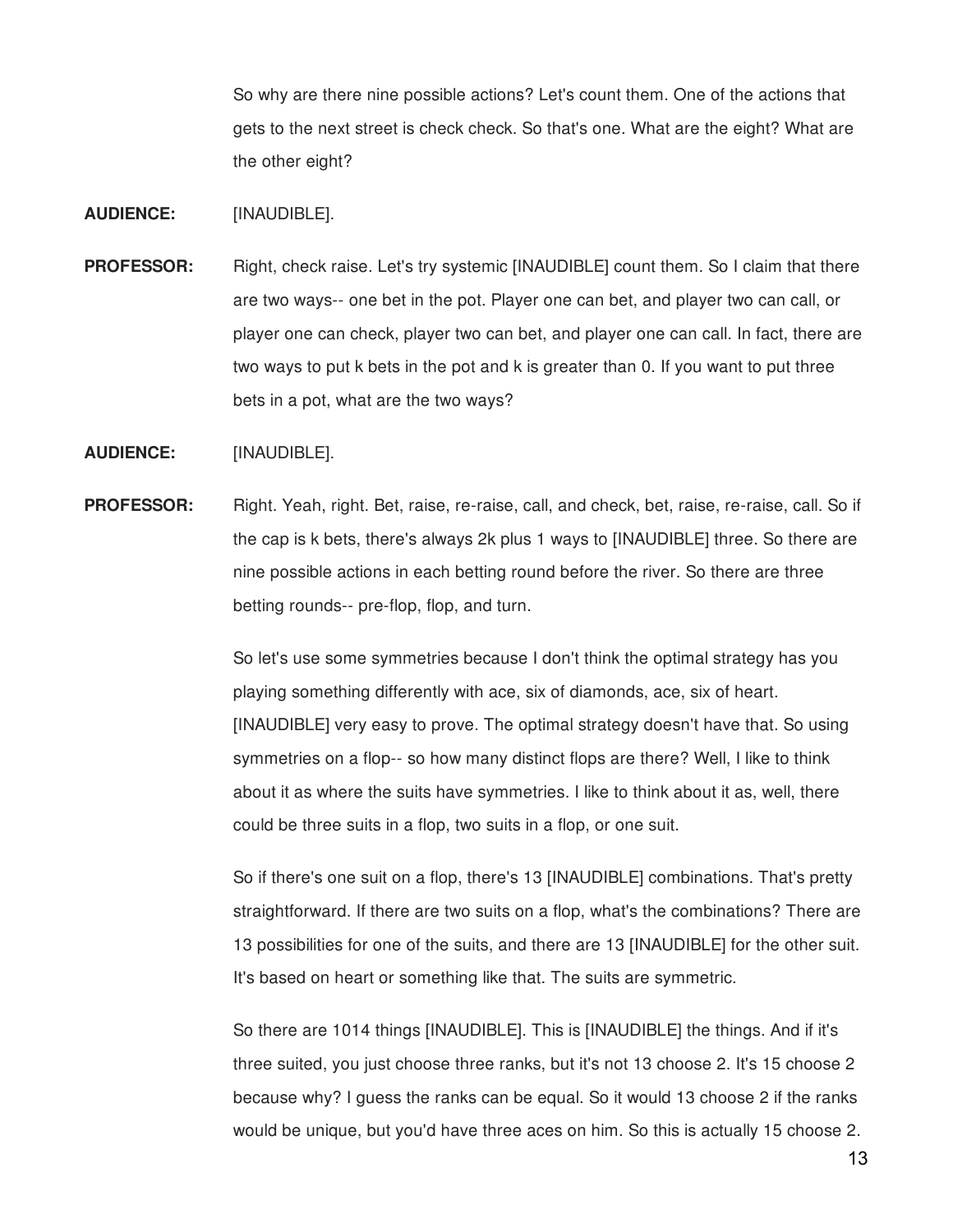So why are there nine possible actions? Let's count them. One of the actions that gets to the next street is check check. So that's one. What are the eight? What are the other eight?

**AUDIENCE:** [INAUDIBLE].

**PROFESSOR:** Right, check raise. Let's try systemic [INAUDIBLE] count them. So I claim that there are two ways-- one bet in the pot. Player one can bet, and player two can call, or player one can check, player two can bet, and player one can call. In fact, there are two ways to put k bets in the pot and k is greater than 0. If you want to put three bets in a pot, what are the two ways?

**AUDIENCE:** [INAUDIBLE].

**PROFESSOR:** Right. Yeah, right. Bet, raise, re-raise, call, and check, bet, raise, re-raise, call. So if the cap is k bets, there's always 2k plus 1 ways to [INAUDIBLE] three. So there are nine possible actions in each betting round before the river. So there are three betting rounds-- pre-flop, flop, and turn.

So let's use some symmetries because I don't think the optimal strategy has you playing something differently with ace, six of diamonds, ace, six of heart. [INAUDIBLE] very easy to prove. The optimal strategy doesn't have that. So using symmetries on a flop-- so how many distinct flops are there? Well, I like to think about it as where the suits have symmetries. I like to think about it as, well, there could be three suits in a flop, two suits in a flop, or one suit.

So if there's one suit on a flop, there's 13 [INAUDIBLE] combinations. That's pretty straightforward. If there are two suits on a flop, what's the combinations? There are 13 possibilities for one of the suits, and there are 13 [INAUDIBLE] for the other suit. It's based on heart or something like that. The suits are symmetric.

So there are 1014 things [INAUDIBLE]. This is [INAUDIBLE] the things. And if it's three suited, you just choose three ranks, but it's not 13 choose 2. It's 15 choose 2 because why? I guess the ranks can be equal. So it would 13 choose 2 if the ranks would be unique, but you'd have three aces on him. So this is actually 15 choose 2.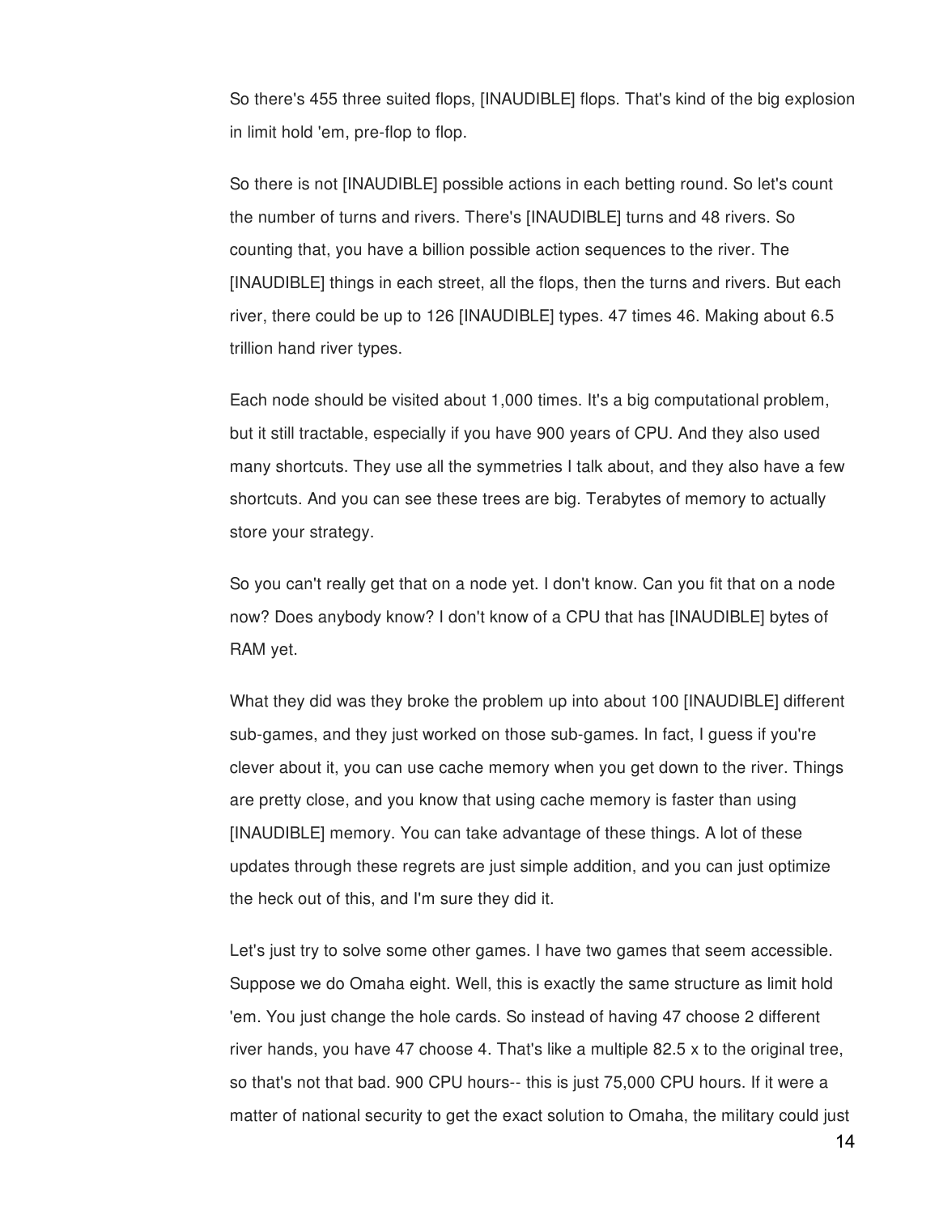So there's 455 three suited flops, [INAUDIBLE] flops. That's kind of the big explosion in limit hold 'em, pre-flop to flop.

So there is not [INAUDIBLE] possible actions in each betting round. So let's count the number of turns and rivers. There's [INAUDIBLE] turns and 48 rivers. So counting that, you have a billion possible action sequences to the river. The [INAUDIBLE] things in each street, all the flops, then the turns and rivers. But each river, there could be up to 126 [INAUDIBLE] types. 47 times 46. Making about 6.5 trillion hand river types.

Each node should be visited about 1,000 times. It's a big computational problem, but it still tractable, especially if you have 900 years of CPU. And they also used many shortcuts. They use all the symmetries I talk about, and they also have a few shortcuts. And you can see these trees are big. Terabytes of memory to actually store your strategy.

So you can't really get that on a node yet. I don't know. Can you fit that on a node now? Does anybody know? I don't know of a CPU that has [INAUDIBLE] bytes of RAM yet.

What they did was they broke the problem up into about 100 [INAUDIBLE] different sub-games, and they just worked on those sub-games. In fact, I guess if you're clever about it, you can use cache memory when you get down to the river. Things are pretty close, and you know that using cache memory is faster than using [INAUDIBLE] memory. You can take advantage of these things. A lot of these updates through these regrets are just simple addition, and you can just optimize the heck out of this, and I'm sure they did it.

Let's just try to solve some other games. I have two games that seem accessible. Suppose we do Omaha eight. Well, this is exactly the same structure as limit hold 'em. You just change the hole cards. So instead of having 47 choose 2 different river hands, you have 47 choose 4. That's like a multiple 82.5 x to the original tree, so that's not that bad. 900 CPU hours-- this is just 75,000 CPU hours. If it were a matter of national security to get the exact solution to Omaha, the military could just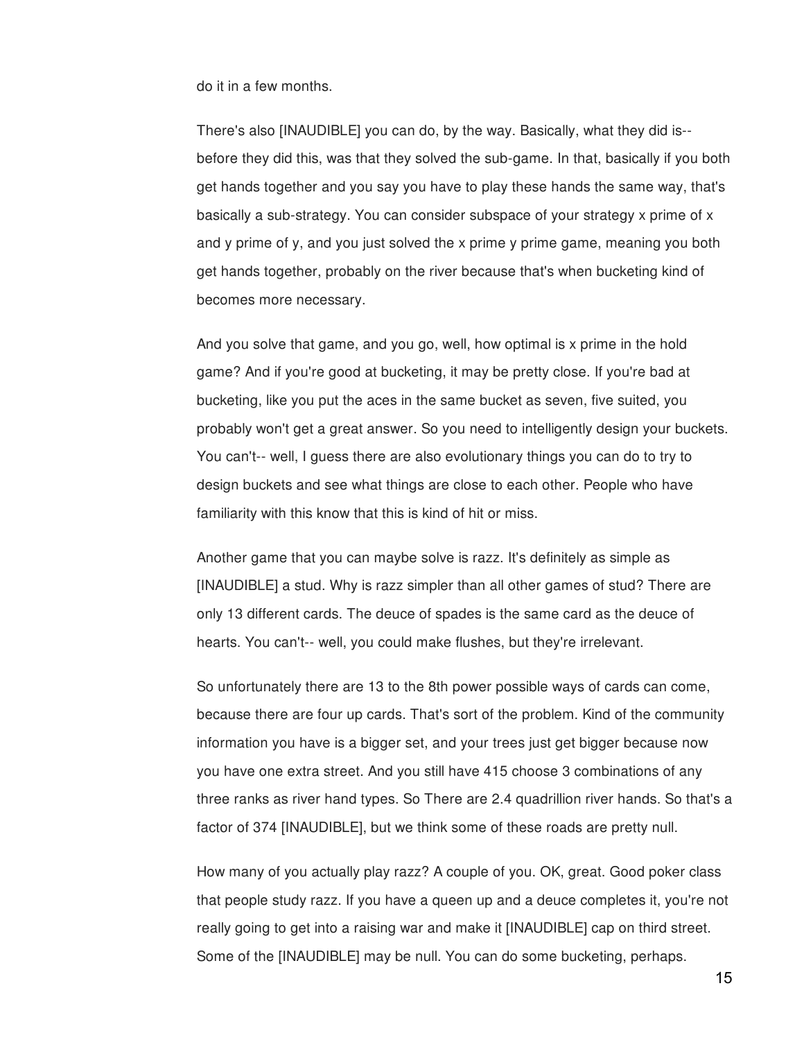do it in a few months.

There's also [INAUDIBLE] you can do, by the way. Basically, what they did is-- before they did this, was that they solved the sub-game. In that, basically if you both get hands together and you say you have to play these hands the same way, that's basically a sub-strategy. You can consider subspace of your strategy x prime of x and y prime of y, and you just solved the x prime y prime game, meaning you both get hands together, probably on the river because that's when bucketing kind of becomes more necessary.

And you solve that game, and you go, well, how optimal is x prime in the hold game? And if you're good at bucketing, it may be pretty close. If you're bad at bucketing, like you put the aces in the same bucket as seven, five suited, you probably won't get a great answer. So you need to intelligently design your buckets. You can't-- well, I guess there are also evolutionary things you can do to try to design buckets and see what things are close to each other. People who have familiarity with this know that this is kind of hit or miss.

Another game that you can maybe solve is razz. It's definitely as simple as [INAUDIBLE] a stud. Why is razz simpler than all other games of stud? There are only 13 different cards. The deuce of spades is the same card as the deuce of hearts. You can't-- well, you could make flushes, but they're irrelevant.

So unfortunately there are 13 to the 8th power possible ways of cards can come, because there are four up cards. That's sort of the problem. Kind of the community information you have is a bigger set, and your trees just get bigger because now you have one extra street. And you still have 415 choose 3 combinations of any three ranks as river hand types. So There are 2.4 quadrillion river hands. So that's a factor of 374 [INAUDIBLE], but we think some of these roads are pretty null.

How many of you actually play razz? A couple of you. OK, great. Good poker class that people study razz. If you have a queen up and a deuce completes it, you're not really going to get into a raising war and make it [INAUDIBLE] cap on third street. Some of the [INAUDIBLE] may be null. You can do some bucketing, perhaps.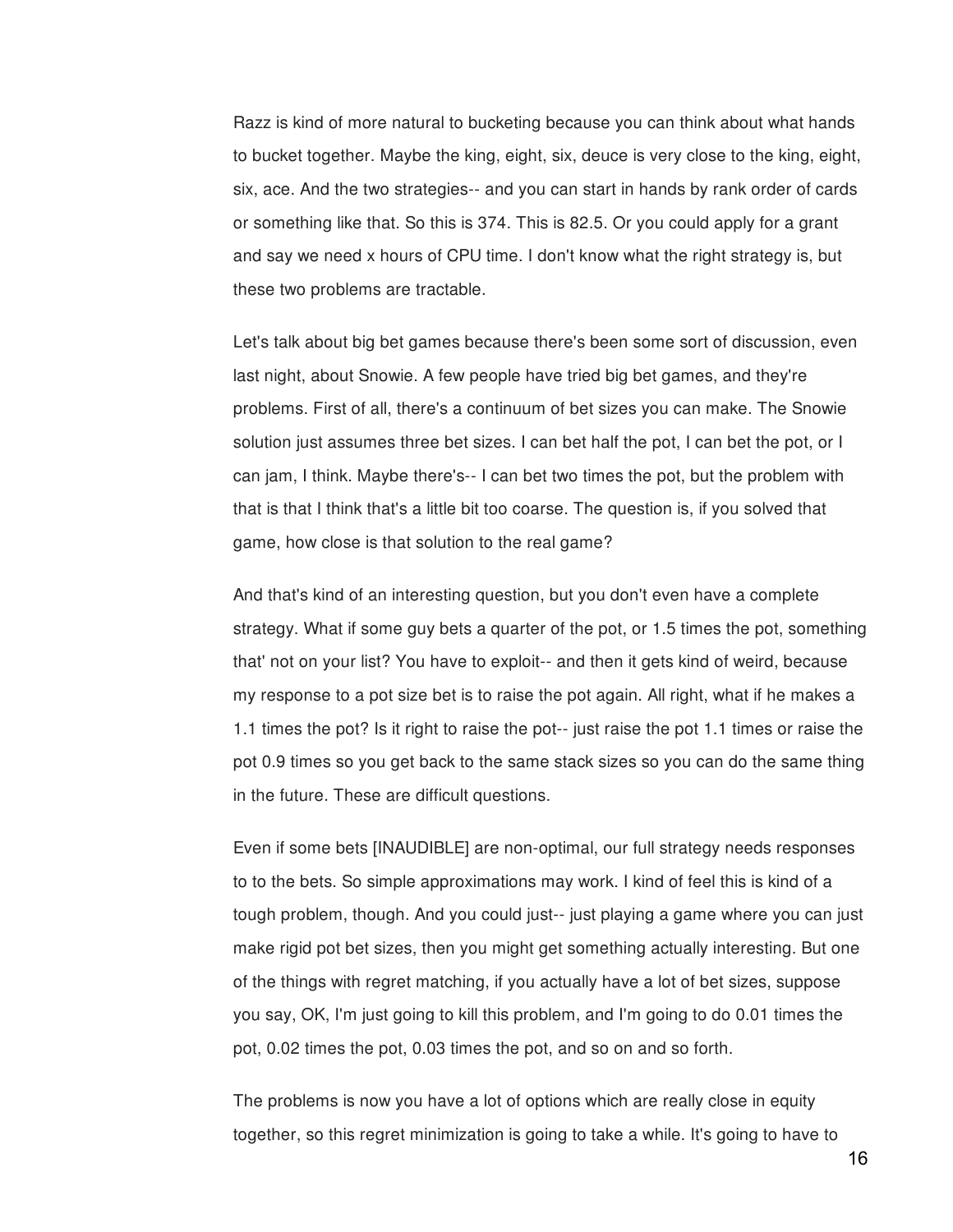Razz is kind of more natural to bucketing because you can think about what hands to bucket together. Maybe the king, eight, six, deuce is very close to the king, eight, six, ace. And the two strategies-- and you can start in hands by rank order of cards or something like that. So this is 374. This is 82.5. Or you could apply for a grant and say we need x hours of CPU time. I don't know what the right strategy is, but these two problems are tractable.

Let's talk about big bet games because there's been some sort of discussion, even last night, about Snowie. A few people have tried big bet games, and they're problems. First of all, there's a continuum of bet sizes you can make. The Snowie solution just assumes three bet sizes. I can bet half the pot, I can bet the pot, or I can jam, I think. Maybe there's-- I can bet two times the pot, but the problem with that is that I think that's a little bit too coarse. The question is, if you solved that game, how close is that solution to the real game?

And that's kind of an interesting question, but you don't even have a complete strategy. What if some guy bets a quarter of the pot, or 1.5 times the pot, something that' not on your list? You have to exploit-- and then it gets kind of weird, because my response to a pot size bet is to raise the pot again. All right, what if he makes a 1.1 times the pot? Is it right to raise the pot-- just raise the pot 1.1 times or raise the pot 0.9 times so you get back to the same stack sizes so you can do the same thing in the future. These are difficult questions.

Even if some bets [INAUDIBLE] are non-optimal, our full strategy needs responses to to the bets. So simple approximations may work. I kind of feel this is kind of a tough problem, though. And you could just-- just playing a game where you can just make rigid pot bet sizes, then you might get something actually interesting. But one of the things with regret matching, if you actually have a lot of bet sizes, suppose you say, OK, I'm just going to kill this problem, and I'm going to do 0.01 times the pot, 0.02 times the pot, 0.03 times the pot, and so on and so forth.

The problems is now you have a lot of options which are really close in equity together, so this regret minimization is going to take a while. It's going to have to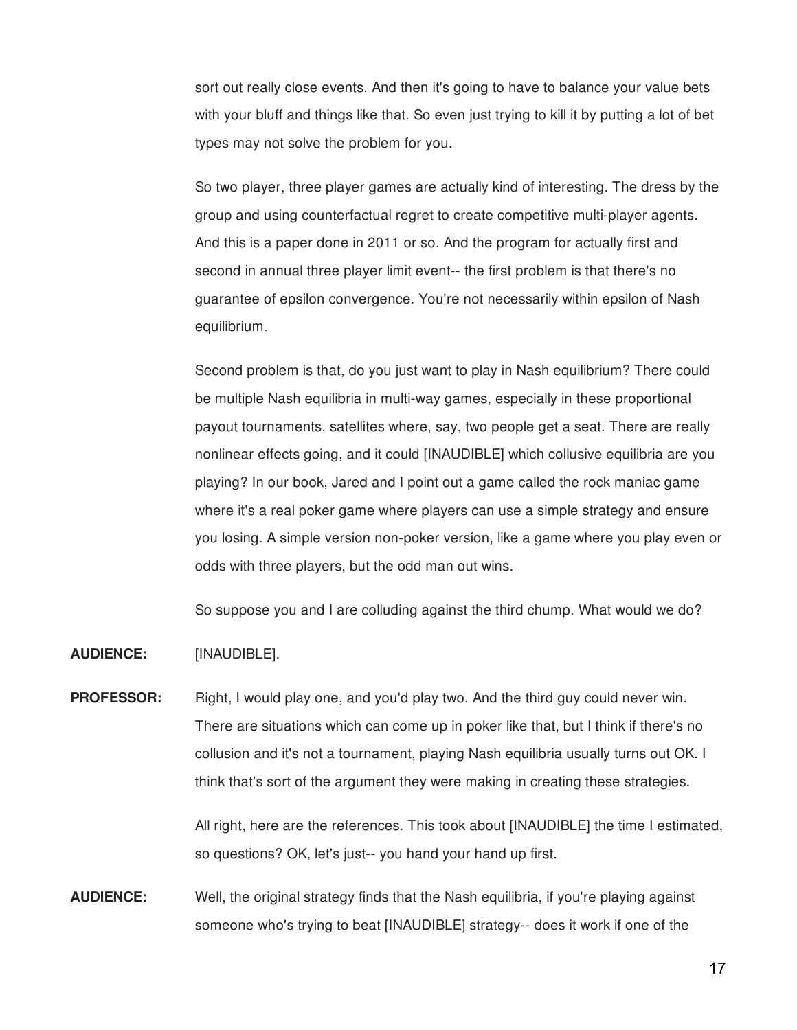sort out really close events. And then it's going to have to balance your value bets with your bluff and things like that. So even just trying to kill it by putting a lot of bet types may not solve the problem for you.

So two player, three player games are actually kind of interesting. The dress by the group and using counterfactual regret to create competitive multi-player agents. And this is a paper done in 2011 or so. And the program for actually first and second in annual three player limit event-- the first problem is that there's no guarantee of epsilon convergence. You're not necessarily within epsilon of Nash equilibrium.

Second problem is that, do you just want to play in Nash equilibrium? There could be multiple Nash equilibria in multi-way games, especially in these proportional payout tournaments, satellites where, say, two people get a seat. There are really nonlinear effects going, and it could [INAUDIBLE] which collusive equilibria are you playing? In our book, Jared and I point out a game called the rock maniac game where it's a real poker game where players can use a simple strategy and ensure you losing. A simple version non-poker version, like a game where you play even or odds with three players, but the odd man out wins.

So suppose you and I are colluding against the third chump. What would we do?

**AUDIENCE:** [INAUDIBLE].

**PROFESSOR:** Right, I would play one, and you'd play two. And the third guy could never win. There are situations which can come up in poker like that, but I think if there's no collusion and it's not a tournament, playing Nash equilibria usually turns out OK. I think that's sort of the argument they were making in creating these strategies.

All right, here are the references. This took about [INAUDIBLE] the time I estimated, so questions? OK, let's just-- you hand your hand up first.

**AUDIENCE:** Well, the original strategy finds that the Nash equilibria, if you're playing against someone who's trying to beat [INAUDIBLE] strategy-- does it work if one of the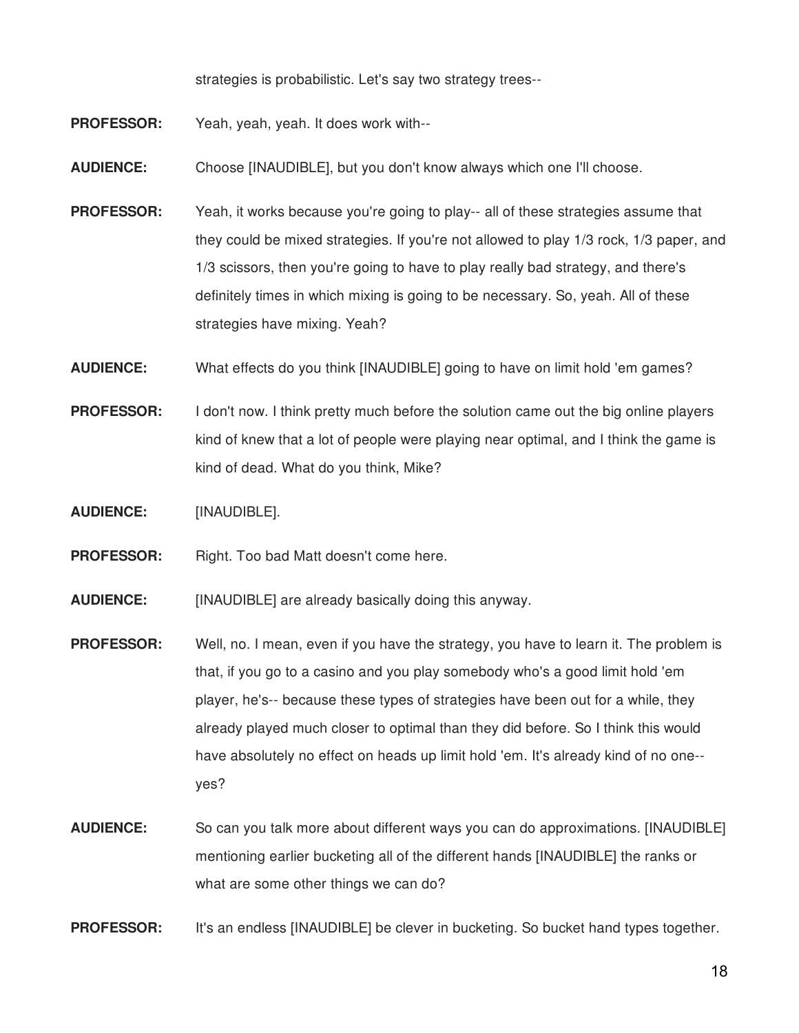strategies is probabilistic. Let's say two strategy trees--

**PROFESSOR:** Yeah, yeah, yeah. It does work with--

**AUDIENCE:** Choose [INAUDIBLE], but you don't know always which one I'll choose.

**PROFESSOR:** Yeah, it works because you're going to play-- all of these strategies assume that they could be mixed strategies. If you're not allowed to play 1/3 rock, 1/3 paper, and 1/3 scissors, then you're going to have to play really bad strategy, and there's definitely times in which mixing is going to be necessary. So, yeah. All of these strategies have mixing. Yeah?

**AUDIENCE:** What effects do you think [INAUDIBLE] going to have on limit hold 'em games?

**PROFESSOR:** I don't now. I think pretty much before the solution came out the big online players kind of knew that a lot of people were playing near optimal, and I think the game is kind of dead. What do you think, Mike?

**AUDIENCE:** [INAUDIBLE].

**PROFESSOR:** Right. Too bad Matt doesn't come here.

**AUDIENCE:** [INAUDIBLE] are already basically doing this anyway.

**PROFESSOR:** Well, no. I mean, even if you have the strategy, you have to learn it. The problem is that, if you go to a casino and you play somebody who's a good limit hold 'em player, he's-- because these types of strategies have been out for a while, they already played much closer to optimal than they did before. So I think this would have absolutely no effect on heads up limit hold 'em. It's already kind of no one-- yes?

**AUDIENCE:** So can you talk more about different ways you can do approximations. [INAUDIBLE] mentioning earlier bucketing all of the different hands [INAUDIBLE] the ranks or what are some other things we can do?

**PROFESSOR:** It's an endless [INAUDIBLE] be clever in bucketing. So bucket hand types together.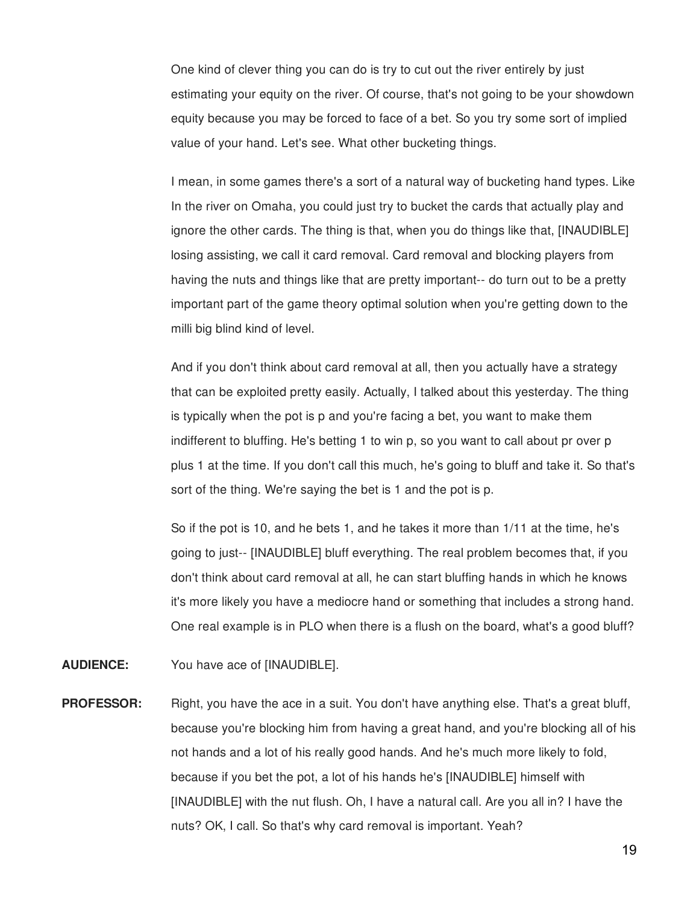One kind of clever thing you can do is try to cut out the river entirely by just estimating your equity on the river. Of course, that's not going to be your showdown equity because you may be forced to face of a bet. So you try some sort of implied value of your hand. Let's see. What other bucketing things.

I mean, in some games there's a sort of a natural way of bucketing hand types. Like In the river on Omaha, you could just try to bucket the cards that actually play and ignore the other cards. The thing is that, when you do things like that, [INAUDIBLE] losing assisting, we call it card removal. Card removal and blocking players from having the nuts and things like that are pretty important-- do turn out to be a pretty important part of the game theory optimal solution when you're getting down to the milli big blind kind of level.

And if you don't think about card removal at all, then you actually have a strategy that can be exploited pretty easily. Actually, I talked about this yesterday. The thing is typically when the pot is p and you're facing a bet, you want to make them indifferent to bluffing. He's betting 1 to win p, so you want to call about pr over p plus 1 at the time. If you don't call this much, he's going to bluff and take it. So that's sort of the thing. We're saying the bet is 1 and the pot is p.

So if the pot is 10, and he bets 1, and he takes it more than 1/11 at the time, he's going to just-- [INAUDIBLE] bluff everything. The real problem becomes that, if you don't think about card removal at all, he can start bluffing hands in which he knows it's more likely you have a mediocre hand or something that includes a strong hand. One real example is in PLO when there is a flush on the board, what's a good bluff?

**AUDIENCE:** You have ace of [INAUDIBLE].

**PROFESSOR:** Right, you have the ace in a suit. You don't have anything else. That's a great bluff, because you're blocking him from having a great hand, and you're blocking all of his not hands and a lot of his really good hands. And he's much more likely to fold, because if you bet the pot, a lot of his hands he's [INAUDIBLE] himself with [INAUDIBLE] with the nut flush. Oh, I have a natural call. Are you all in? I have the nuts? OK, I call. So that's why card removal is important. Yeah?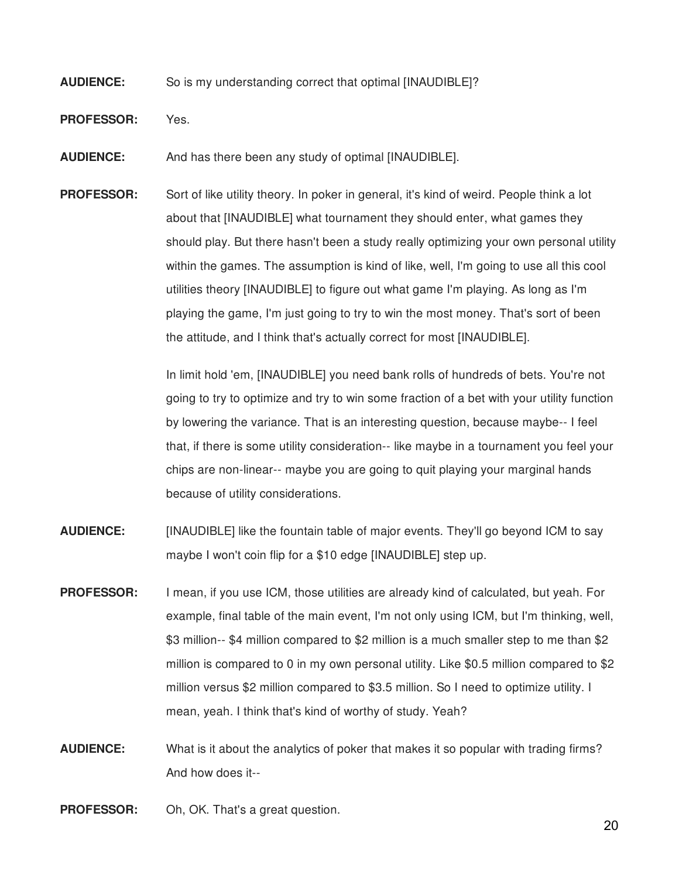**AUDIENCE:** So is my understanding correct that optimal [INAUDIBLE]?

**PROFESSOR:** Yes.

**AUDIENCE:** And has there been any study of optimal [INAUDIBLE].

**PROFESSOR:** Sort of like utility theory. In poker in general, it's kind of weird. People think a lot about that [INAUDIBLE] what tournament they should enter, what games they should play. But there hasn't been a study really optimizing your own personal utility within the games. The assumption is kind of like, well, I'm going to use all this cool utilities theory [INAUDIBLE] to figure out what game I'm playing. As long as I'm playing the game, I'm just going to try to win the most money. That's sort of been the attitude, and I think that's actually correct for most [INAUDIBLE].

In limit hold 'em, [INAUDIBLE] you need bank rolls of hundreds of bets. You're not going to try to optimize and try to win some fraction of a bet with your utility function by lowering the variance. That is an interesting question, because maybe-- I feel that, if there is some utility consideration-- like maybe in a tournament you feel your chips are non-linear-- maybe you are going to quit playing your marginal hands because of utility considerations.

**AUDIENCE:** [INAUDIBLE] like the fountain table of major events. They'll go beyond ICM to say maybe I won't coin flip for a $10 edge [INAUDIBLE] step up.

**PROFESSOR:** I mean, if you use ICM, those utilities are already kind of calculated, but yeah. For example, final table of the main event, I'm not only using ICM, but I'm thinking, well, $3 million-- $4 million compared to $2 million is a much smaller step to me than $2 million is compared to 0 in my own personal utility. Like $0.5 million compared to $2 million versus $2 million compared to $3.5 million. So I need to optimize utility. I mean, yeah. I think that's kind of worthy of study. Yeah?

**AUDIENCE:** What is it about the analytics of poker that makes it so popular with trading firms? And how does it--

**PROFESSOR:** Oh, OK. That's a great question.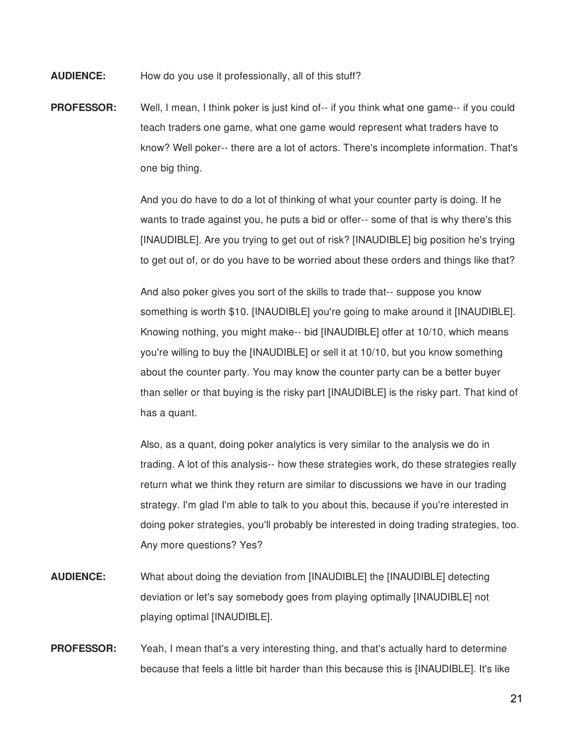**AUDIENCE:** How do you use it professionally, all of this stuff?

**PROFESSOR:** Well, I mean, I think poker is just kind of-- if you think what one game-- if you could teach traders one game, what one game would represent what traders have to know? Well poker-- there are a lot of actors. There's incomplete information. That's one big thing.

And you do have to do a lot of thinking of what your counter party is doing. If he wants to trade against you, he puts a bid or offer-- some of that is why there's this [INAUDIBLE]. Are you trying to get out of risk? [INAUDIBLE] big position he's trying to get out of, or do you have to be worried about these orders and things like that?

And also poker gives you sort of the skills to trade that-- suppose you know something is worth $10. [INAUDIBLE] you're going to make around it [INAUDIBLE]. Knowing nothing, you might make-- bid [INAUDIBLE] offer at 10/10, which means you're willing to buy the [INAUDIBLE] or sell it at 10/10, but you know something about the counter party. You may know the counter party can be a better buyer than seller or that buying is the risky part [INAUDIBLE] is the risky part. That kind of has a quant.

Also, as a quant, doing poker analytics is very similar to the analysis we do in trading. A lot of this analysis-- how these strategies work, do these strategies really return what we think they return are similar to discussions we have in our trading strategy. I'm glad I'm able to talk to you about this, because if you're interested in doing poker strategies, you'll probably be interested in doing trading strategies, too. Any more questions? Yes?

**AUDIENCE:** What about doing the deviation from [INAUDIBLE] the [INAUDIBLE] detecting deviation or let's say somebody goes from playing optimally [INAUDIBLE] not playing optimal [INAUDIBLE].

**PROFESSOR:** Yeah, I mean that's a very interesting thing, and that's actually hard to determine because that feels a little bit harder than this because this is [INAUDIBLE]. It's like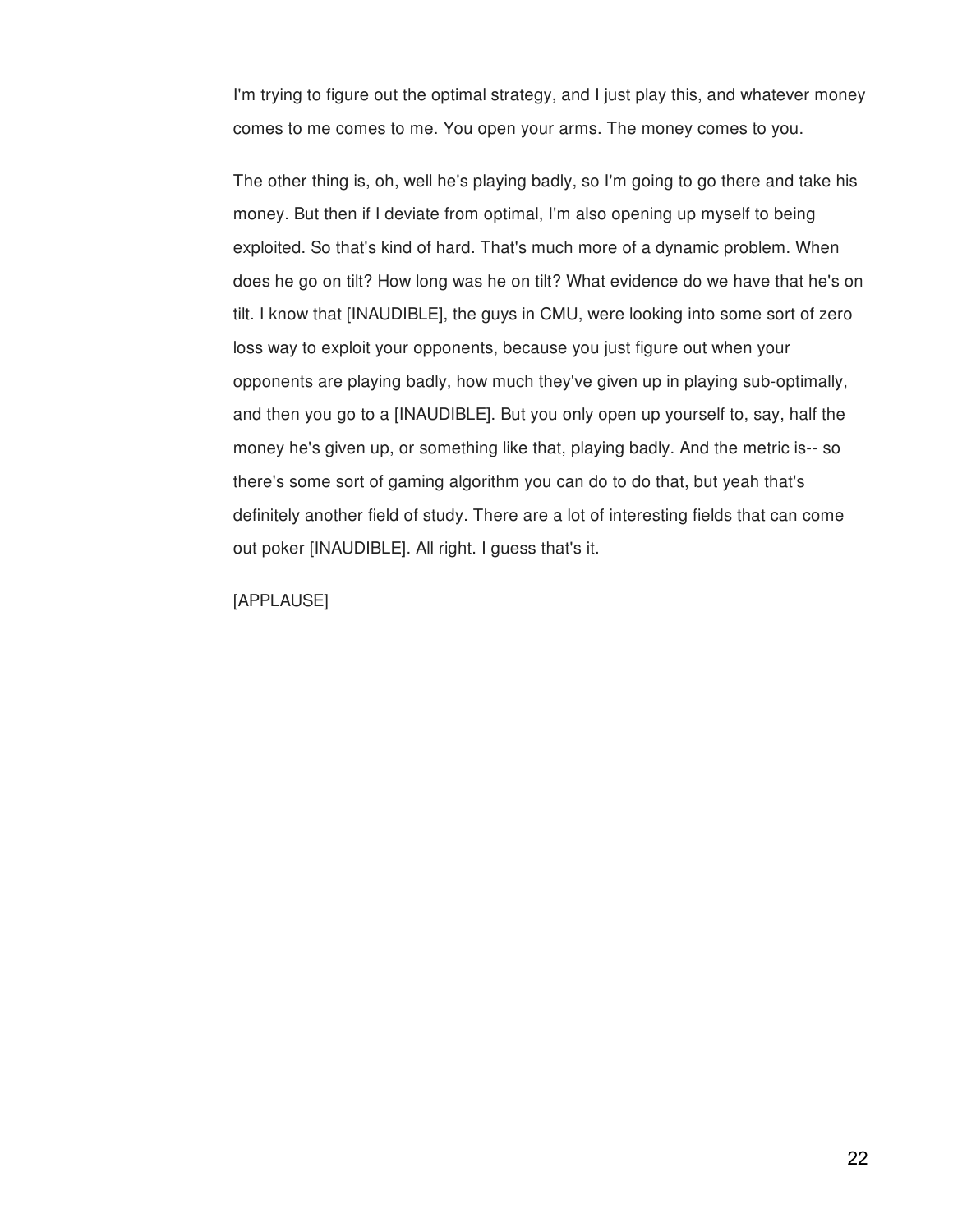I'm trying to figure out the optimal strategy, and I just play this, and whatever money comes to me comes to me. You open your arms. The money comes to you.

The other thing is, oh, well he's playing badly, so I'm going to go there and take his money. But then if I deviate from optimal, I'm also opening up myself to being exploited. So that's kind of hard. That's much more of a dynamic problem. When does he go on tilt? How long was he on tilt? What evidence do we have that he's on tilt. I know that [INAUDIBLE], the guys in CMU, were looking into some sort of zero loss way to exploit your opponents, because you just figure out when your opponents are playing badly, how much they've given up in playing sub-optimally, and then you go to a [INAUDIBLE]. But you only open up yourself to, say, half the money he's given up, or something like that, playing badly. And the metric is-- so there's some sort of gaming algorithm you can do to do that, but yeah that's definitely another field of study. There are a lot of interesting fields that can come out poker [INAUDIBLE]. All right. I guess that's it.

[APPLAUSE]